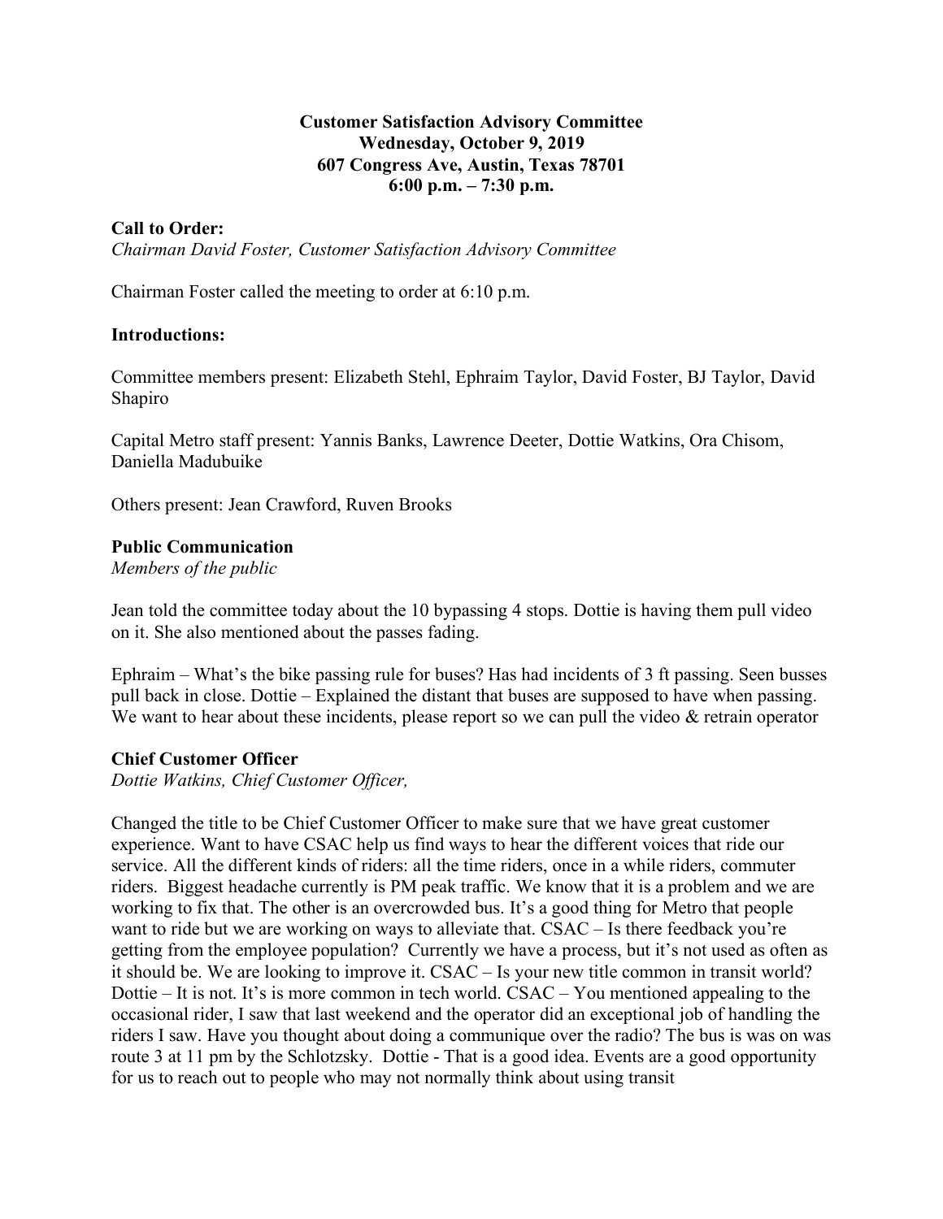**Customer Satisfaction Advisory Committee**
**Wednesday, October 9, 2019**
**607 Congress Ave, Austin, Texas 78701**
**6:00 p.m. – 7:30 p.m.**

**Call to Order:**
*Chairman David Foster, Customer Satisfaction Advisory Committee*

Chairman Foster called the meeting to order at 6:10 p.m.

**Introductions:**

Committee members present: Elizabeth Stehl, Ephraim Taylor, David Foster, BJ Taylor, David Shapiro

Capital Metro staff present: Yannis Banks, Lawrence Deeter, Dottie Watkins, Ora Chisom, Daniella Madubuike

Others present: Jean Crawford, Ruven Brooks

**Public Communication**
*Members of the public*

Jean told the committee today about the 10 bypassing 4 stops. Dottie is having them pull video on it. She also mentioned about the passes fading.

Ephraim – What's the bike passing rule for buses? Has had incidents of 3 ft passing. Seen busses pull back in close. Dottie – Explained the distant that buses are supposed to have when passing. We want to hear about these incidents, please report so we can pull the video & retrain operator

**Chief Customer Officer**
*Dottie Watkins, Chief Customer Officer,*

Changed the title to be Chief Customer Officer to make sure that we have great customer experience. Want to have CSAC help us find ways to hear the different voices that ride our service. All the different kinds of riders: all the time riders, once in a while riders, commuter riders. Biggest headache currently is PM peak traffic. We know that it is a problem and we are working to fix that. The other is an overcrowded bus. It's a good thing for Metro that people want to ride but we are working on ways to alleviate that. CSAC – Is there feedback you're getting from the employee population? Currently we have a process, but it's not used as often as it should be. We are looking to improve it. CSAC – Is your new title common in transit world? Dottie – It is not. It's is more common in tech world. CSAC – You mentioned appealing to the occasional rider, I saw that last weekend and the operator did an exceptional job of handling the riders I saw. Have you thought about doing a communique over the radio? The bus is was on was route 3 at 11 pm by the Schlotzsky. Dottie - That is a good idea. Events are a good opportunity for us to reach out to people who may not normally think about using transit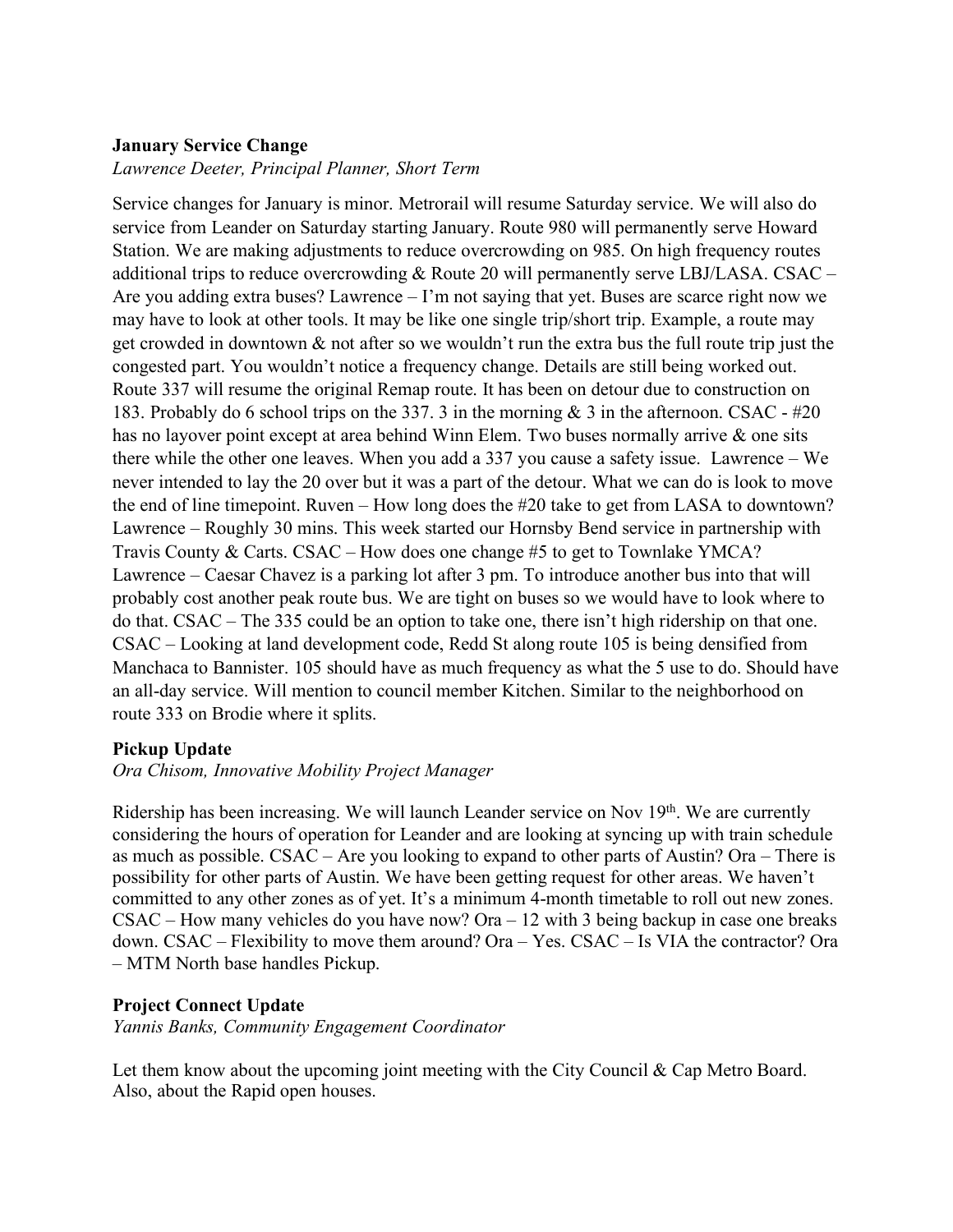**January Service Change**

*Lawrence Deeter, Principal Planner, Short Term*

Service changes for January is minor. Metrorail will resume Saturday service. We will also do service from Leander on Saturday starting January. Route 980 will permanently serve Howard Station. We are making adjustments to reduce overcrowding on 985. On high frequency routes additional trips to reduce overcrowding & Route 20 will permanently serve LBJ/LASA. CSAC – Are you adding extra buses? Lawrence – I'm not saying that yet. Buses are scarce right now we may have to look at other tools. It may be like one single trip/short trip. Example, a route may get crowded in downtown & not after so we wouldn't run the extra bus the full route trip just the congested part. You wouldn't notice a frequency change. Details are still being worked out. Route 337 will resume the original Remap route. It has been on detour due to construction on 183. Probably do 6 school trips on the 337. 3 in the morning & 3 in the afternoon. CSAC - #20 has no layover point except at area behind Winn Elem. Two buses normally arrive & one sits there while the other one leaves. When you add a 337 you cause a safety issue. Lawrence – We never intended to lay the 20 over but it was a part of the detour. What we can do is look to move the end of line timepoint. Ruven – How long does the #20 take to get from LASA to downtown? Lawrence – Roughly 30 mins. This week started our Hornsby Bend service in partnership with Travis County & Carts. CSAC – How does one change #5 to get to Townlake YMCA? Lawrence – Caesar Chavez is a parking lot after 3 pm. To introduce another bus into that will probably cost another peak route bus. We are tight on buses so we would have to look where to do that. CSAC – The 335 could be an option to take one, there isn't high ridership on that one. CSAC – Looking at land development code, Redd St along route 105 is being densified from Manchaca to Bannister. 105 should have as much frequency as what the 5 use to do. Should have an all-day service. Will mention to council member Kitchen. Similar to the neighborhood on route 333 on Brodie where it splits.

**Pickup Update**

*Ora Chisom, Innovative Mobility Project Manager*

Ridership has been increasing. We will launch Leander service on Nov 19th. We are currently considering the hours of operation for Leander and are looking at syncing up with train schedule as much as possible. CSAC – Are you looking to expand to other parts of Austin? Ora – There is possibility for other parts of Austin. We have been getting request for other areas. We haven't committed to any other zones as of yet. It's a minimum 4-month timetable to roll out new zones. CSAC – How many vehicles do you have now? Ora – 12 with 3 being backup in case one breaks down. CSAC – Flexibility to move them around? Ora – Yes. CSAC – Is VIA the contractor? Ora – MTM North base handles Pickup.

**Project Connect Update**

*Yannis Banks, Community Engagement Coordinator*

Let them know about the upcoming joint meeting with the City Council & Cap Metro Board. Also, about the Rapid open houses.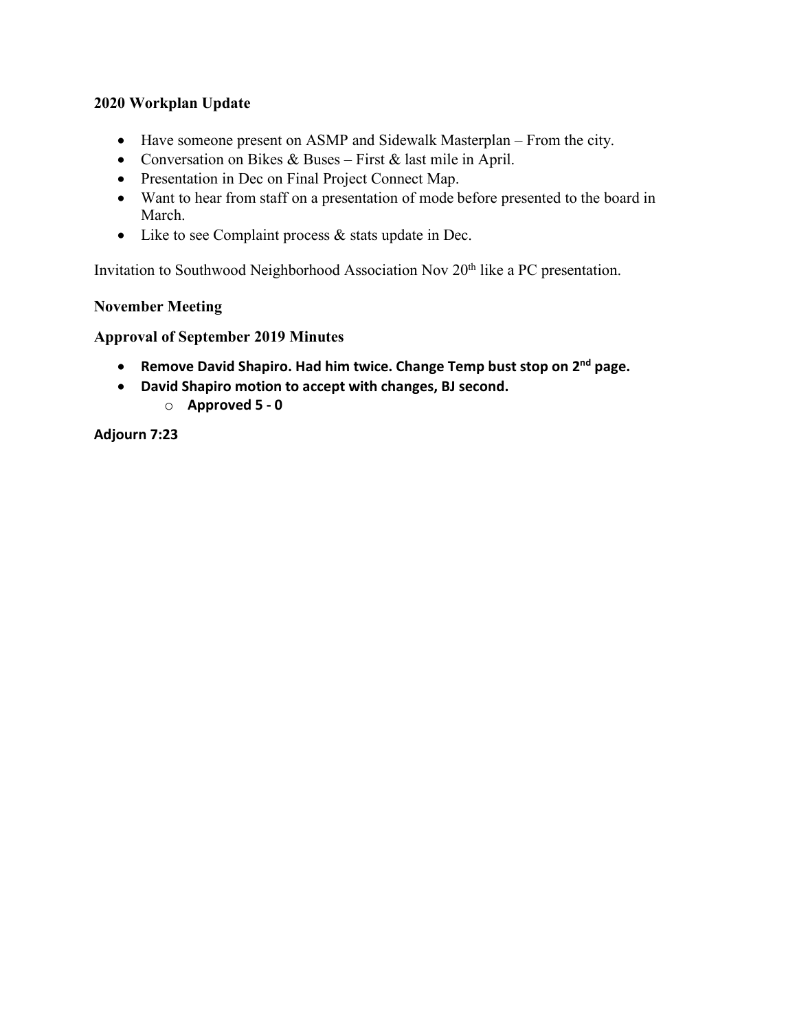**2020 Workplan Update**

- Have someone present on ASMP and Sidewalk Masterplan – From the city.
- Conversation on Bikes & Buses – First & last mile in April.
- Presentation in Dec on Final Project Connect Map.
- Want to hear from staff on a presentation of mode before presented to the board in March.
- Like to see Complaint process & stats update in Dec.

Invitation to Southwood Neighborhood Association Nov 20th like a PC presentation.

**November Meeting**

**Approval of September 2019 Minutes**

- **Remove David Shapiro. Had him twice. Change Temp bust stop on 2nd page.**
- **David Shapiro motion to accept with changes, BJ second.**
  - **Approved 5 - 0**

**Adjourn 7:23**